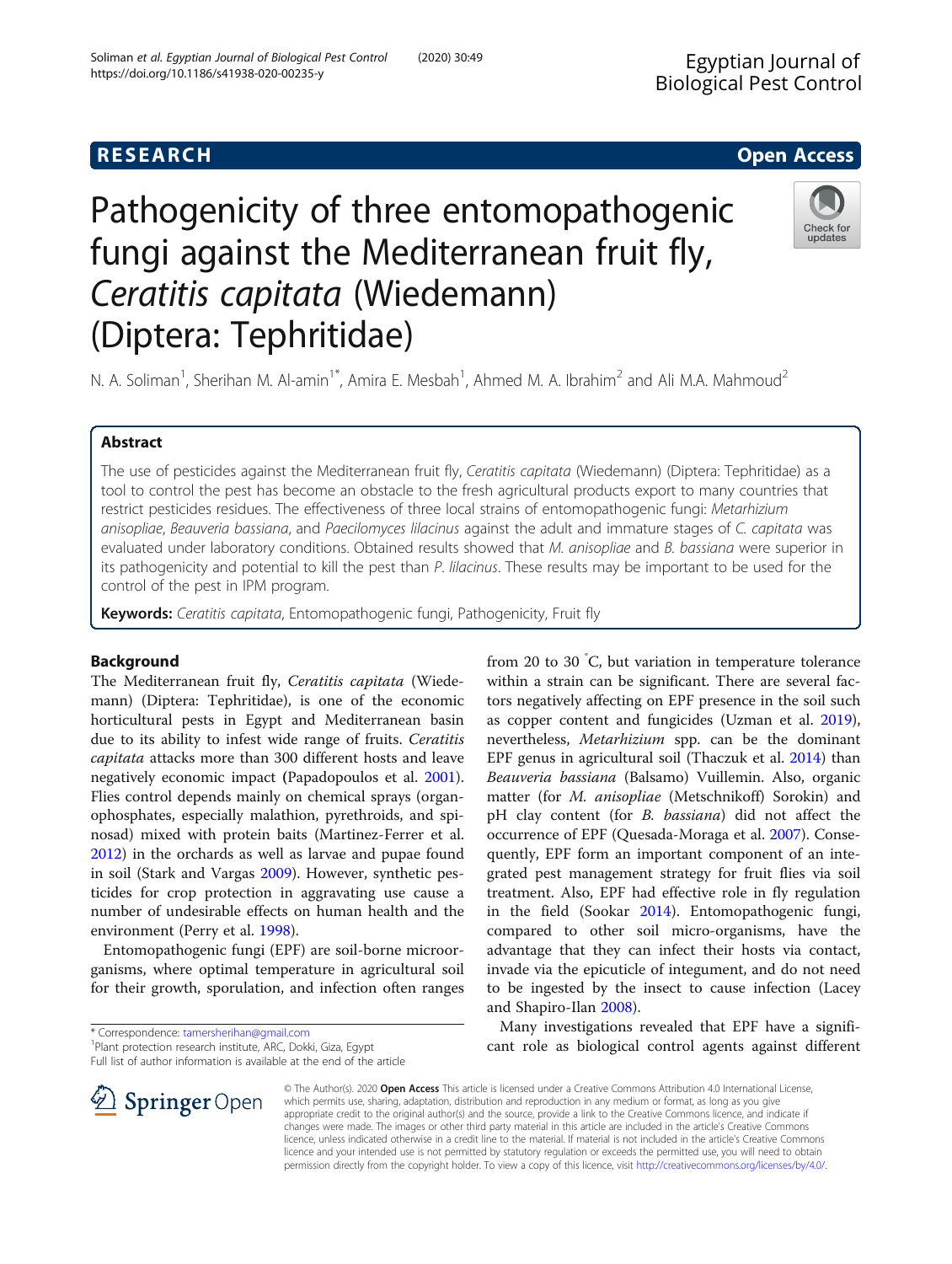# Pathogenicity of three entomopathogenic fungi against the Mediterranean fruit fly, *Ceratitis capitata* (Wiedemann) (Diptera: Tephritidae)

N. A. Soliman[1], Sherihan M. Al-amin[1*], Amira E. Mesbah[1], Ahmed M. A. Ibrahim[2] and Ali M.A. Mahmoud[2]

## Abstract

The use of pesticides against the Mediterranean fruit fly, *Ceratitis capitata* (Wiedemann) (Diptera: Tephritidae) as a tool to control the pest has become an obstacle to the fresh agricultural products export to many countries that restrict pesticides residues. The effectiveness of three local strains of entomopathogenic fungi: *Metarhizium anisopliae*, *Beauveria bassiana*, and *Paecilomyces lilacinus* against the adult and immature stages of *C. capitata* was evaluated under laboratory conditions. Obtained results showed that *M. anisopliae* and *B. bassiana* were superior in its pathogenicity and potential to kill the pest than *P. lilacinus*. These results may be important to be used for the control of the pest in IPM program.

**Keywords:** *Ceratitis capitata*, Entomopathogenic fungi, Pathogenicity, Fruit fly

## Background

The Mediterranean fruit fly, *Ceratitis capitata* (Wiedemann) (Diptera: Tephritidae), is one of the economic horticultural pests in Egypt and Mediterranean basin due to its ability to infest wide range of fruits. *Ceratitis capitata* attacks more than 300 different hosts and leave negatively economic impact (Papadopoulos et al. 2001). Flies control depends mainly on chemical sprays (organophosphates, especially malathion, pyrethroids, and spinosad) mixed with protein baits (Martinez-Ferrer et al. 2012) in the orchards as well as larvae and pupae found in soil (Stark and Vargas 2009). However, synthetic pesticides for crop protection in aggravating use cause a number of undesirable effects on human health and the environment (Perry et al. 1998).

Entomopathogenic fungi (EPF) are soil-borne microorganisms, where optimal temperature in agricultural soil for their growth, sporulation, and infection often ranges from 20 to 30 °C, but variation in temperature tolerance within a strain can be significant. There are several factors negatively affecting on EPF presence in the soil such as copper content and fungicides (Uzman et al. 2019), nevertheless, *Metarhizium* spp. can be the dominant EPF genus in agricultural soil (Thaczuk et al. 2014) than *Beauveria bassiana* (Balsamo) Vuillemin. Also, organic matter (for *M. anisopliae* (Metschnikoff) Sorokin) and pH clay content (for *B. bassiana*) did not affect the occurrence of EPF (Quesada-Moraga et al. 2007). Consequently, EPF form an important component of an integrated pest management strategy for fruit flies via soil treatment. Also, EPF had effective role in fly regulation in the field (Sookar 2014). Entomopathogenic fungi, compared to other soil micro-organisms, have the advantage that they can infect their hosts via contact, invade via the epicuticle of integument, and do not need to be ingested by the insect to cause infection (Lacey and Shapiro-Ilan 2008).

Many investigations revealed that EPF have a significant role as biological control agents against different

\* Correspondence: tamersherihan@gmail.com
[1]Plant protection research institute, ARC, Dokki, Giza, Egypt
Full list of author information is available at the end of the article

© The Author(s). 2020 **Open Access** This article is licensed under a Creative Commons Attribution 4.0 International License, which permits use, sharing, adaptation, distribution and reproduction in any medium or format, as long as you give appropriate credit to the original author(s) and the source, provide a link to the Creative Commons licence, and indicate if changes were made. The images or other third party material in this article are included in the article's Creative Commons licence, unless indicated otherwise in a credit line to the material. If material is not included in the article's Creative Commons licence and your intended use is not permitted by statutory regulation or exceeds the permitted use, you will need to obtain permission directly from the copyright holder. To view a copy of this licence, visit http://creativecommons.org/licenses/by/4.0/.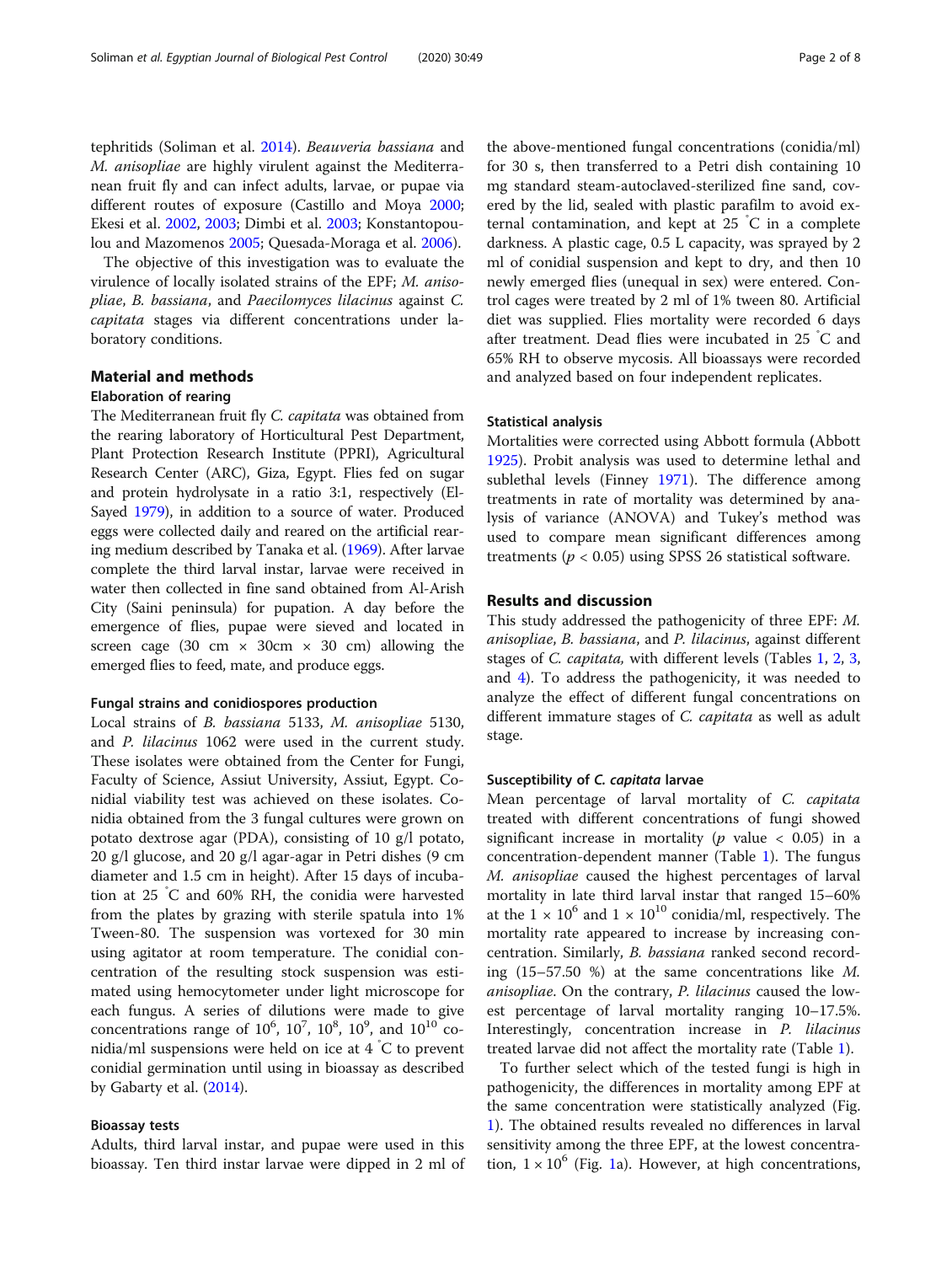tephritids (Soliman et al. 2014). *Beauveria bassiana* and *M. anisopliae* are highly virulent against the Mediterranean fruit fly and can infect adults, larvae, or pupae via different routes of exposure (Castillo and Moya 2000; Ekesi et al. 2002, 2003; Dimbi et al. 2003; Konstantopoulou and Mazomenos 2005; Quesada-Moraga et al. 2006).

The objective of this investigation was to evaluate the virulence of locally isolated strains of the EPF; *M. anisopliae*, *B. bassiana*, and *Paecilomyces lilacinus* against *C. capitata* stages via different concentrations under laboratory conditions.

## Material and methods

### Elaboration of rearing

The Mediterranean fruit fly *C. capitata* was obtained from the rearing laboratory of Horticultural Pest Department, Plant Protection Research Institute (PPRI), Agricultural Research Center (ARC), Giza, Egypt. Flies fed on sugar and protein hydrolysate in a ratio 3:1, respectively (El-Sayed 1979), in addition to a source of water. Produced eggs were collected daily and reared on the artificial rearing medium described by Tanaka et al. (1969). After larvae complete the third larval instar, larvae were received in water then collected in fine sand obtained from Al-Arish City (Saini peninsula) for pupation. A day before the emergence of flies, pupae were sieved and located in screen cage (30 cm × 30cm × 30 cm) allowing the emerged flies to feed, mate, and produce eggs.

#### Fungal strains and conidiospores production

Local strains of *B. bassiana* 5133, *M. anisopliae* 5130, and *P. lilacinus* 1062 were used in the current study. These isolates were obtained from the Center for Fungi, Faculty of Science, Assiut University, Assiut, Egypt. Conidial viability test was achieved on these isolates. Conidia obtained from the 3 fungal cultures were grown on potato dextrose agar (PDA), consisting of 10 g/l potato, 20 g/l glucose, and 20 g/l agar-agar in Petri dishes (9 cm diameter and 1.5 cm in height). After 15 days of incubation at 25 °C and 60% RH, the conidia were harvested from the plates by grazing with sterile spatula into 1% Tween-80. The suspension was vortexed for 30 min using agitator at room temperature. The conidial concentration of the resulting stock suspension was estimated using hemocytometer under light microscope for each fungus. A series of dilutions were made to give concentrations range of $10^6$, $10^7$, $10^8$, $10^9$, and $10^{10}$ conidia/ml suspensions were held on ice at 4 °C to prevent conidial germination until using in bioassay as described by Gabarty et al. (2014).

#### Bioassay tests

Adults, third larval instar, and pupae were used in this bioassay. Ten third instar larvae were dipped in 2 ml of the above-mentioned fungal concentrations (conidia/ml) for 30 s, then transferred to a Petri dish containing 10 mg standard steam-autoclaved-sterilized fine sand, covered by the lid, sealed with plastic parafilm to avoid external contamination, and kept at 25 °C in a complete darkness. A plastic cage, 0.5 L capacity, was sprayed by 2 ml of conidial suspension and kept to dry, and then 10 newly emerged flies (unequal in sex) were entered. Control cages were treated by 2 ml of 1% tween 80. Artificial diet was supplied. Flies mortality were recorded 6 days after treatment. Dead flies were incubated in 25 °C and 65% RH to observe mycosis. All bioassays were recorded and analyzed based on four independent replicates.

#### Statistical analysis

Mortalities were corrected using Abbott formula (Abbott 1925). Probit analysis was used to determine lethal and sublethal levels (Finney 1971). The difference among treatments in rate of mortality was determined by analysis of variance (ANOVA) and Tukey's method was used to compare mean significant differences among treatments ($p < 0.05$) using SPSS 26 statistical software.

## Results and discussion

This study addressed the pathogenicity of three EPF: *M. anisopliae*, *B. bassiana*, and *P. lilacinus*, against different stages of *C. capitata,* with different levels (Tables 1, 2, 3, and 4). To address the pathogenicity, it was needed to analyze the effect of different fungal concentrations on different immature stages of *C. capitata* as well as adult stage.

#### Susceptibility of *C. capitata* larvae

Mean percentage of larval mortality of *C. capitata* treated with different concentrations of fungi showed significant increase in mortality ($p$ value < 0.05) in a concentration-dependent manner (Table 1). The fungus *M. anisopliae* caused the highest percentages of larval mortality in late third larval instar that ranged 15–60% at the $1 \times 10^6$ and $1 \times 10^{10}$ conidia/ml, respectively. The mortality rate appeared to increase by increasing concentration. Similarly, *B. bassiana* ranked second recording (15–57.50 %) at the same concentrations like *M. anisopliae*. On the contrary, *P. lilacinus* caused the lowest percentage of larval mortality ranging 10–17.5%. Interestingly, concentration increase in *P. lilacinus* treated larvae did not affect the mortality rate (Table 1).

To further select which of the tested fungi is high in pathogenicity, the differences in mortality among EPF at the same concentration were statistically analyzed (Fig. 1). The obtained results revealed no differences in larval sensitivity among the three EPF, at the lowest concentration, $1 \times 10^6$ (Fig. 1a). However, at high concentrations,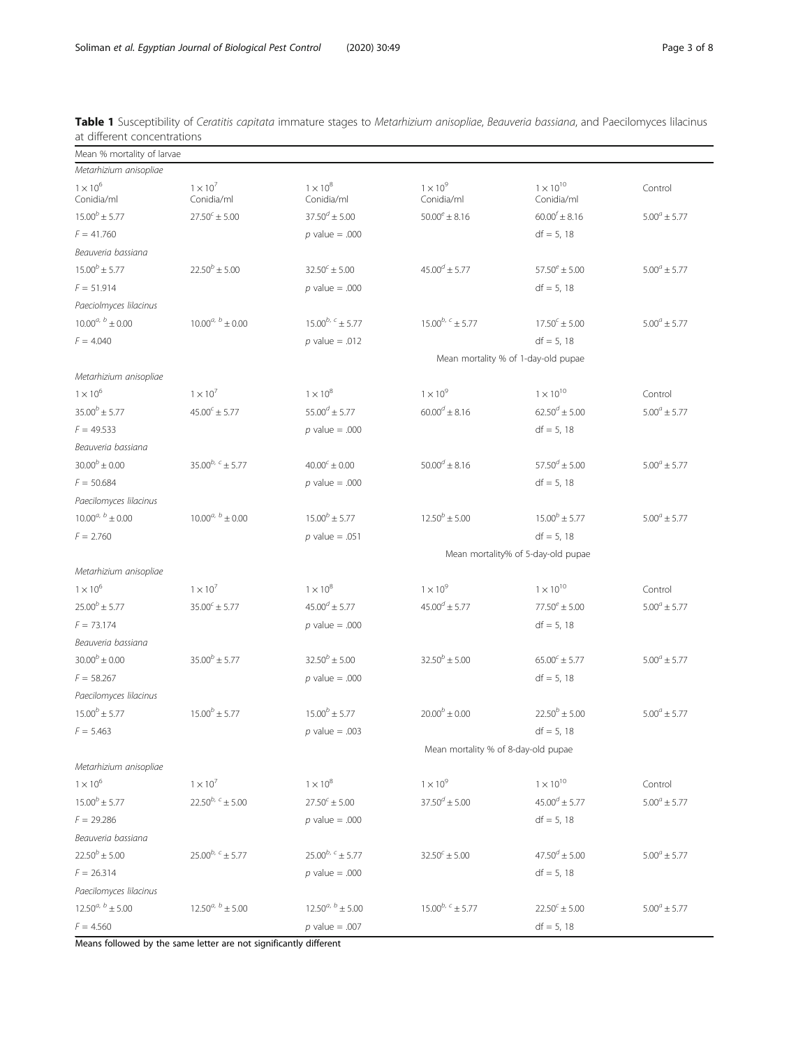**Table 1** Susceptibility of *Ceratitis capitata* immature stages to *Metarhizium anisopliae*, *Beauveria bassiana*, and Paecilomyces lilacinus at different concentrations

| Mean % mortality of larvae | | | | | |
|---|---|---|---|---|---|
| *Metarhizium anisopliae* | | | | | |
| $1 \times 10^6$ Conidia/ml | $1 \times 10^7$ Conidia/ml | $1 \times 10^8$ Conidia/ml | $1 \times 10^9$ Conidia/ml | $1 \times 10^{10}$ Conidia/ml | Control |
| $15.00^b \pm 5.77$ | $27.50^c \pm 5.00$ | $37.50^d \pm 5.00$ | $50.00^e \pm 8.16$ | $60.00^f \pm 8.16$ | $5.00^a \pm 5.77$ |
| $F = 41.760$ | | $p$ value = .000 | | df = 5, 18 | |
| *Beauveria bassiana* | | | | | |
| $15.00^b \pm 5.77$ | $22.50^b \pm 5.00$ | $32.50^c \pm 5.00$ | $45.00^d \pm 5.77$ | $57.50^e \pm 5.00$ | $5.00^a \pm 5.77$ |
| $F = 51.914$ | | $p$ value = .000 | | df = 5, 18 | |
| *Paeciolmyces lilacinus* | | | | | |
| $10.00^{a,\ b} \pm 0.00$ | $10.00^{a,\ b} \pm 0.00$ | $15.00^{b,\ c} \pm 5.77$ | $15.00^{b,\ c} \pm 5.77$ | $17.50^c \pm 5.00$ | $5.00^a \pm 5.77$ |
| $F = 4.040$ | | $p$ value = .012 | | df = 5, 18 | |
| | | | Mean mortality % of 1-day-old pupae | | |
| *Metarhizium anisopliae* | | | | | |
| $1 \times 10^6$ | $1 \times 10^7$ | $1 \times 10^8$ | $1 \times 10^9$ | $1 \times 10^{10}$ | Control |
| $35.00^b \pm 5.77$ | $45.00^c \pm 5.77$ | $55.00^d \pm 5.77$ | $60.00^d \pm 8.16$ | $62.50^d \pm 5.00$ | $5.00^a \pm 5.77$ |
| $F = 49.533$ | | $p$ value = .000 | | df = 5, 18 | |
| *Beauveria bassiana* | | | | | |
| $30.00^b \pm 0.00$ | $35.00^{b,\ c} \pm 5.77$ | $40.00^c \pm 0.00$ | $50.00^d \pm 8.16$ | $57.50^d \pm 5.00$ | $5.00^a \pm 5.77$ |
| $F = 50.684$ | | $p$ value = .000 | | df = 5, 18 | |
| *Paecilomyces lilacinus* | | | | | |
| $10.00^{a,\ b} \pm 0.00$ | $10.00^{a,\ b} \pm 0.00$ | $15.00^b \pm 5.77$ | $12.50^b \pm 5.00$ | $15.00^b \pm 5.77$ | $5.00^a \pm 5.77$ |
| $F = 2.760$ | | $p$ value = .051 | | df = 5, 18 | |
| | | | Mean mortality% of 5-day-old pupae | | |
| *Metarhizium anisopliae* | | | | | |
| $1 \times 10^6$ | $1 \times 10^7$ | $1 \times 10^8$ | $1 \times 10^9$ | $1 \times 10^{10}$ | Control |
| $25.00^b \pm 5.77$ | $35.00^c \pm 5.77$ | $45.00^d \pm 5.77$ | $45.00^d \pm 5.77$ | $77.50^e \pm 5.00$ | $5.00^a \pm 5.77$ |
| $F = 73.174$ | | $p$ value = .000 | | df = 5, 18 | |
| *Beauveria bassiana* | | | | | |
| $30.00^b \pm 0.00$ | $35.00^b \pm 5.77$ | $32.50^b \pm 5.00$ | $32.50^b \pm 5.00$ | $65.00^c \pm 5.77$ | $5.00^a \pm 5.77$ |
| $F = 58.267$ | | $p$ value = .000 | | df = 5, 18 | |
| *Paecilomyces lilacinus* | | | | | |
| $15.00^b \pm 5.77$ | $15.00^b \pm 5.77$ | $15.00^b \pm 5.77$ | $20.00^b \pm 0.00$ | $22.50^b \pm 5.00$ | $5.00^a \pm 5.77$ |
| $F = 5.463$ | | $p$ value = .003 | | df = 5, 18 | |
| | | | Mean mortality % of 8-day-old pupae | | |
| *Metarhizium anisopliae* | | | | | |
| $1 \times 10^6$ | $1 \times 10^7$ | $1 \times 10^8$ | $1 \times 10^9$ | $1 \times 10^{10}$ | Control |
| $15.00^b \pm 5.77$ | $22.50^{b,\ c} \pm 5.00$ | $27.50^c \pm 5.00$ | $37.50^d \pm 5.00$ | $45.00^d \pm 5.77$ | $5.00^a \pm 5.77$ |
| $F = 29.286$ | | $p$ value = .000 | | df = 5, 18 | |
| *Beauveria bassiana* | | | | | |
| $22.50^b \pm 5.00$ | $25.00^{b,\ c} \pm 5.77$ | $25.00^{b,\ c} \pm 5.77$ | $32.50^c \pm 5.00$ | $47.50^d \pm 5.00$ | $5.00^a \pm 5.77$ |
| $F = 26.314$ | | $p$ value = .000 | | df = 5, 18 | |
| *Paecilomyces lilacinus* | | | | | |
| $12.50^{a,\ b} \pm 5.00$ | $12.50^{a,\ b} \pm 5.00$ | $12.50^{a,\ b} \pm 5.00$ | $15.00^{b,\ c} \pm 5.77$ | $22.50^c \pm 5.00$ | $5.00^a \pm 5.77$ |
| $F = 4.560$ | | $p$ value = .007 | | df = 5, 18 | |

Means followed by the same letter are not significantly different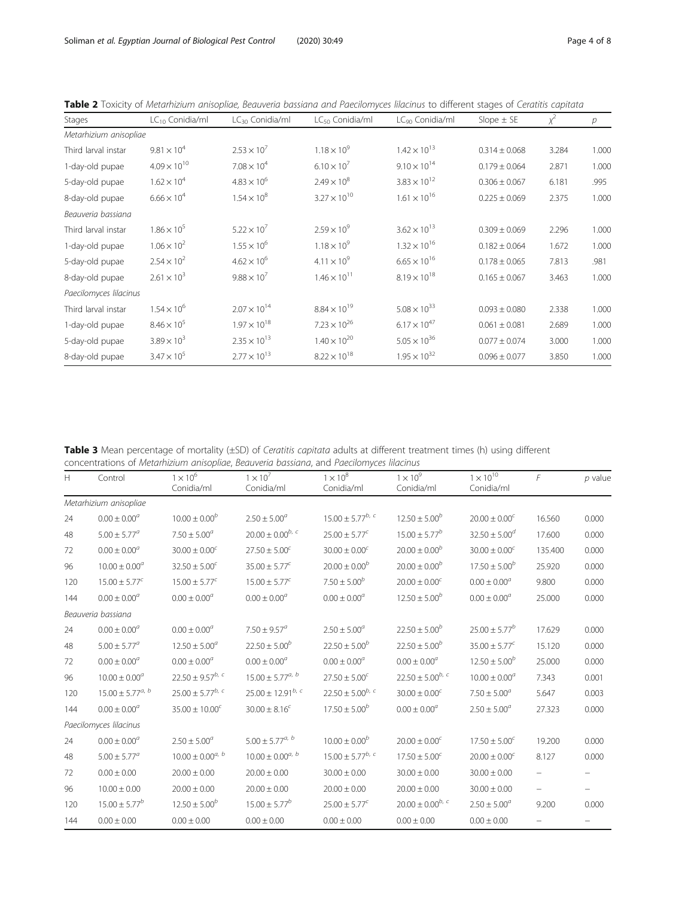**Table 2** Toxicity of *Metarhizium anisopliae*, *Beauveria bassiana* and *Paecilomyces lilacinus* to different stages of *Ceratitis capitata*

| Stages | $LC_{10}$ Conidia/ml | $LC_{30}$ Conidia/ml | $LC_{50}$ Conidia/ml | $LC_{90}$ Conidia/ml | Slope ± SE | $\chi^2$ | *p* |
|---|---|---|---|---|---|---|---|
| *Metarhizium anisopliae* | | | | | | | |
| Third larval instar | $9.81 \times 10^4$ | $2.53 \times 10^7$ | $1.18 \times 10^9$ | $1.42 \times 10^{13}$ | 0.314 ± 0.068 | 3.284 | 1.000 |
| 1-day-old pupae | $4.09 \times 10^{10}$ | $7.08 \times 10^4$ | $6.10 \times 10^7$ | $9.10 \times 10^{14}$ | 0.179 ± 0.064 | 2.871 | 1.000 |
| 5-day-old pupae | $1.62 \times 10^4$ | $4.83 \times 10^6$ | $2.49 \times 10^8$ | $3.83 \times 10^{12}$ | 0.306 ± 0.067 | 6.181 | .995 |
| 8-day-old pupae | $6.66 \times 10^4$ | $1.54 \times 10^8$ | $3.27 \times 10^{10}$ | $1.61 \times 10^{16}$ | 0.225 ± 0.069 | 2.375 | 1.000 |
| *Beauveria bassiana* | | | | | | | |
| Third larval instar | $1.86 \times 10^5$ | $5.22 \times 10^7$ | $2.59 \times 10^9$ | $3.62 \times 10^{13}$ | 0.309 ± 0.069 | 2.296 | 1.000 |
| 1-day-old pupae | $1.06 \times 10^2$ | $1.55 \times 10^6$ | $1.18 \times 10^9$ | $1.32 \times 10^{16}$ | 0.182 ± 0.064 | 1.672 | 1.000 |
| 5-day-old pupae | $2.54 \times 10^2$ | $4.62 \times 10^6$ | $4.11 \times 10^9$ | $6.65 \times 10^{16}$ | 0.178 ± 0.065 | 7.813 | .981 |
| 8-day-old pupae | $2.61 \times 10^3$ | $9.88 \times 10^7$ | $1.46 \times 10^{11}$ | $8.19 \times 10^{18}$ | 0.165 ± 0.067 | 3.463 | 1.000 |
| *Paecilomyces lilacinus* | | | | | | | |
| Third larval instar | $1.54 \times 10^6$ | $2.07 \times 10^{14}$ | $8.84 \times 10^{19}$ | $5.08 \times 10^{33}$ | 0.093 ± 0.080 | 2.338 | 1.000 |
| 1-day-old pupae | $8.46 \times 10^5$ | $1.97 \times 10^{18}$ | $7.23 \times 10^{26}$ | $6.17 \times 10^{47}$ | 0.061 ± 0.081 | 2.689 | 1.000 |
| 5-day-old pupae | $3.89 \times 10^3$ | $2.35 \times 10^{13}$ | $1.40 \times 10^{20}$ | $5.05 \times 10^{36}$ | 0.077 ± 0.074 | 3.000 | 1.000 |
| 8-day-old pupae | $3.47 \times 10^5$ | $2.77 \times 10^{13}$ | $8.22 \times 10^{18}$ | $1.95 \times 10^{32}$ | 0.096 ± 0.077 | 3.850 | 1.000 |

**Table 3** Mean percentage of mortality (±SD) of *Ceratitis capitata* adults at different treatment times (h) using different concentrations of *Metarhizium anisopliae*, *Beauveria bassiana*, and *Paecilomyces lilacinus*

| H | Control | $1 \times 10^6$ Conidia/ml | $1 \times 10^7$ Conidia/ml | $1 \times 10^8$ Conidia/ml | $1 \times 10^9$ Conidia/ml | $1 \times 10^{10}$ Conidia/ml | *F* | *p* value |
|---|---|---|---|---|---|---|---|---|
| *Metarhizium anisopliae* | | | | | | | | |
| 24 | $0.00 \pm 0.00^{a}$ | $10.00 \pm 0.00^{b}$ | $2.50 \pm 5.00^{a}$ | $15.00 \pm 5.77^{b, c}$ | $12.50 \pm 5.00^{b}$ | $20.00 \pm 0.00^{c}$ | 16.560 | 0.000 |
| 48 | $5.00 \pm 5.77^{a}$ | $7.50 \pm 5.00^{a}$ | $20.00 \pm 0.00^{b, c}$ | $25.00 \pm 5.77^{c}$ | $15.00 \pm 5.77^{b}$ | $32.50 \pm 5.00^{d}$ | 17.600 | 0.000 |
| 72 | $0.00 \pm 0.00^{a}$ | $30.00 \pm 0.00^{c}$ | $27.50 \pm 5.00^{c}$ | $30.00 \pm 0.00^{c}$ | $20.00 \pm 0.00^{b}$ | $30.00 \pm 0.00^{c}$ | 135.400 | 0.000 |
| 96 | $10.00 \pm 0.00^{a}$ | $32.50 \pm 5.00^{c}$ | $35.00 \pm 5.77^{c}$ | $20.00 \pm 0.00^{b}$ | $20.00 \pm 0.00^{b}$ | $17.50 \pm 5.00^{b}$ | 25.920 | 0.000 |
| 120 | $15.00 \pm 5.77^{c}$ | $15.00 \pm 5.77^{c}$ | $15.00 \pm 5.77^{c}$ | $7.50 \pm 5.00^{b}$ | $20.00 \pm 0.00^{c}$ | $0.00 \pm 0.00^{a}$ | 9.800 | 0.000 |
| 144 | $0.00 \pm 0.00^{a}$ | $0.00 \pm 0.00^{a}$ | $0.00 \pm 0.00^{a}$ | $0.00 \pm 0.00^{a}$ | $12.50 \pm 5.00^{b}$ | $0.00 \pm 0.00^{a}$ | 25.000 | 0.000 |
| *Beauveria bassiana* | | | | | | | | |
| 24 | $0.00 \pm 0.00^{a}$ | $0.00 \pm 0.00^{a}$ | $7.50 \pm 9.57^{a}$ | $2.50 \pm 5.00^{a}$ | $22.50 \pm 5.00^{b}$ | $25.00 \pm 5.77^{b}$ | 17.629 | 0.000 |
| 48 | $5.00 \pm 5.77^{a}$ | $12.50 \pm 5.00^{a}$ | $22.50 \pm 5.00^{b}$ | $22.50 \pm 5.00^{b}$ | $22.50 \pm 5.00^{b}$ | $35.00 \pm 5.77^{c}$ | 15.120 | 0.000 |
| 72 | $0.00 \pm 0.00^{a}$ | $0.00 \pm 0.00^{a}$ | $0.00 \pm 0.00^{a}$ | $0.00 \pm 0.00^{a}$ | $0.00 \pm 0.00^{a}$ | $12.50 \pm 5.00^{b}$ | 25.000 | 0.000 |
| 96 | $10.00 \pm 0.00^{a}$ | $22.50 \pm 9.57^{b, c}$ | $15.00 \pm 5.77^{a, b}$ | $27.50 \pm 5.00^{c}$ | $22.50 \pm 5.00^{b, c}$ | $10.00 \pm 0.00^{a}$ | 7.343 | 0.001 |
| 120 | $15.00 \pm 5.77^{a, b}$ | $25.00 \pm 5.77^{b, c}$ | $25.00 \pm 12.91^{b, c}$ | $22.50 \pm 5.00^{b, c}$ | $30.00 \pm 0.00^{c}$ | $7.50 \pm 5.00^{a}$ | 5.647 | 0.003 |
| 144 | $0.00 \pm 0.00^{a}$ | $35.00 \pm 10.00^{c}$ | $30.00 \pm 8.16^{c}$ | $17.50 \pm 5.00^{b}$ | $0.00 \pm 0.00^{a}$ | $2.50 \pm 5.00^{a}$ | 27.323 | 0.000 |
| *Paecilomyces lilacinus* | | | | | | | | |
| 24 | $0.00 \pm 0.00^{a}$ | $2.50 \pm 5.00^{a}$ | $5.00 \pm 5.77^{a, b}$ | $10.00 \pm 0.00^{b}$ | $20.00 \pm 0.00^{c}$ | $17.50 \pm 5.00^{c}$ | 19.200 | 0.000 |
| 48 | $5.00 \pm 5.77^{a}$ | $10.00 \pm 0.00^{a, b}$ | $10.00 \pm 0.00^{a, b}$ | $15.00 \pm 5.77^{b, c}$ | $17.50 \pm 5.00^{c}$ | $20.00 \pm 0.00^{c}$ | 8.127 | 0.000 |
| 72 | 0.00 ± 0.00 | 20.00 ± 0.00 | 20.00 ± 0.00 | 30.00 ± 0.00 | 30.00 ± 0.00 | 30.00 ± 0.00 | – | – |
| 96 | 10.00 ± 0.00 | 20.00 ± 0.00 | 20.00 ± 0.00 | 20.00 ± 0.00 | 20.00 ± 0.00 | 30.00 ± 0.00 | – | – |
| 120 | $15.00 \pm 5.77^{b}$ | $12.50 \pm 5.00^{b}$ | $15.00 \pm 5.77^{b}$ | $25.00 \pm 5.77^{c}$ | $20.00 \pm 0.00^{b, c}$ | $2.50 \pm 5.00^{a}$ | 9.200 | 0.000 |
| 144 | 0.00 ± 0.00 | 0.00 ± 0.00 | 0.00 ± 0.00 | 0.00 ± 0.00 | 0.00 ± 0.00 | 0.00 ± 0.00 | – | – |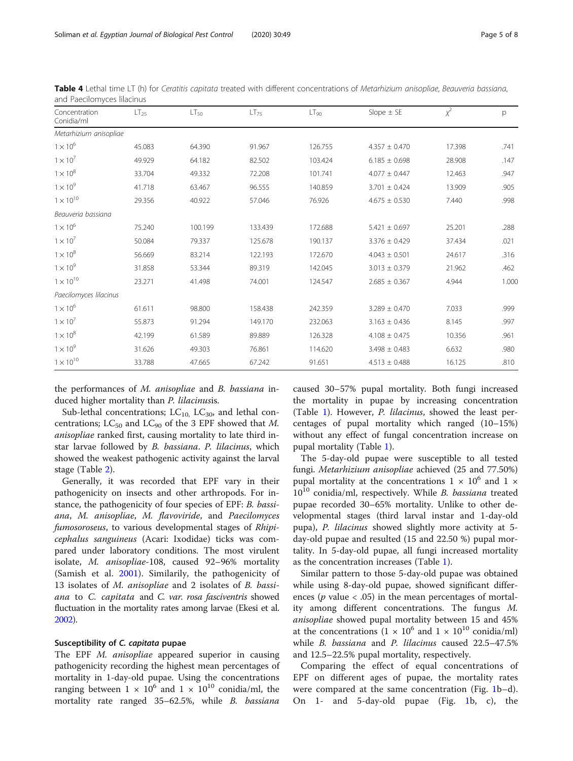**Table 4** Lethal time LT (h) for *Ceratitis capitata* treated with different concentrations of *Metarhizium anisopliae*, *Beauveria bassiana*, and Paecilomyces lilacinus

| Concentration Conidia/ml | $LT_{25}$ | $LT_{50}$ | $LT_{75}$ | $LT_{90}$ | Slope ± SE | $\chi^2$ | p |
|---|---|---|---|---|---|---|---|
| *Metarhizium anisopliae* | | | | | | | |
| $1 \times 10^6$ | 45.083 | 64.390 | 91.967 | 126.755 | 4.357 ± 0.470 | 17.398 | .741 |
| $1 \times 10^7$ | 49.929 | 64.182 | 82.502 | 103.424 | 6.185 ± 0.698 | 28.908 | .147 |
| $1 \times 10^8$ | 33.704 | 49.332 | 72.208 | 101.741 | 4.077 ± 0.447 | 12.463 | .947 |
| $1 \times 10^9$ | 41.718 | 63.467 | 96.555 | 140.859 | 3.701 ± 0.424 | 13.909 | .905 |
| $1 \times 10^{10}$ | 29.356 | 40.922 | 57.046 | 76.926 | 4.675 ± 0.530 | 7.440 | .998 |
| *Beauveria bassiana* | | | | | | | |
| $1 \times 10^6$ | 75.240 | 100.199 | 133.439 | 172.688 | 5.421 ± 0.697 | 25.201 | .288 |
| $1 \times 10^7$ | 50.084 | 79.337 | 125.678 | 190.137 | 3.376 ± 0.429 | 37.434 | .021 |
| $1 \times 10^8$ | 56.669 | 83.214 | 122.193 | 172.670 | 4.043 ± 0.501 | 24.617 | .316 |
| $1 \times 10^9$ | 31.858 | 53.344 | 89.319 | 142.045 | 3.013 ± 0.379 | 21.962 | .462 |
| $1 \times 10^{10}$ | 23.271 | 41.498 | 74.001 | 124.547 | 2.685 ± 0.367 | 4.944 | 1.000 |
| *Paecilomyces lilacinus* | | | | | | | |
| $1 \times 10^6$ | 61.611 | 98.800 | 158.438 | 242.359 | 3.289 ± 0.470 | 7.033 | .999 |
| $1 \times 10^7$ | 55.873 | 91.294 | 149.170 | 232.063 | 3.163 ± 0.436 | 8.145 | .997 |
| $1 \times 10^8$ | 42.199 | 61.589 | 89.889 | 126.328 | 4.108 ± 0.475 | 10.356 | .961 |
| $1 \times 10^9$ | 31.626 | 49.303 | 76.861 | 114.620 | 3.498 ± 0.483 | 6.632 | .980 |
| $1 \times 10^{10}$ | 33.788 | 47.665 | 67.242 | 91.651 | 4.513 ± 0.488 | 16.125 | .810 |

the performances of *M. anisopliae* and *B. bassiana* induced higher mortality than *P. lilacinus*is.

Sub-lethal concentrations; $LC_{10}$, $LC_{30}$, and lethal concentrations; $LC_{50}$ and $LC_{90}$ of the 3 EPF showed that *M. anisopliae* ranked first, causing mortality to late third instar larvae followed by *B. bassiana*. *P. lilacinus*, which showed the weakest pathogenic activity against the larval stage (Table 2).

Generally, it was recorded that EPF vary in their pathogenicity on insects and other arthropods. For instance, the pathogenicity of four species of EPF: *B. bassiana*, *M. anisopliae*, *M. flavoviride*, and *Paecilomyces fumosoroseus*, to various developmental stages of *Rhipicephalus sanguineus* (Acari: Ixodidae) ticks was compared under laboratory conditions. The most virulent isolate, *M. anisopliae*-108, caused 92–96% mortality (Samish et al. 2001). Similarily, the pathogenicity of 13 isolates of *M. anisopliae* and 2 isolates of *B. bassiana* to *C. capitata* and *C. var. rosa fasciventris* showed fluctuation in the mortality rates among larvae (Ekesi et al. 2002).

### Susceptibility of *C. capitata* pupae

The EPF *M. anisopliae* appeared superior in causing pathogenicity recording the highest mean percentages of mortality in 1-day-old pupae. Using the concentrations ranging between $1 \times 10^6$ and $1 \times 10^{10}$ conidia/ml, the mortality rate ranged 35–62.5%, while *B. bassiana* caused 30–57% pupal mortality. Both fungi increased the mortality in pupae by increasing concentration (Table 1). However, *P. lilacinus*, showed the least percentages of pupal mortality which ranged (10–15%) without any effect of fungal concentration increase on pupal mortality (Table 1).

The 5-day-old pupae were susceptible to all tested fungi. *Metarhizium anisopliae* achieved (25 and 77.50%) pupal mortality at the concentrations $1 \times 10^6$ and $1 \times 10^{10}$ conidia/ml, respectively. While *B. bassiana* treated pupae recorded 30–65% mortality. Unlike to other developmental stages (third larval instar and 1-day-old pupa), *P. lilacinus* showed slightly more activity at 5-day-old pupae and resulted (15 and 22.50 %) pupal mortality. In 5-day-old pupae, all fungi increased mortality as the concentration increases (Table 1).

Similar pattern to those 5-day-old pupae was obtained while using 8-day-old pupae, showed significant differences ($p$ value < .05) in the mean percentages of mortality among different concentrations. The fungus *M. anisopliae* showed pupal mortality between 15 and 45% at the concentrations ($1 \times 10^6$ and $1 \times 10^{10}$ conidia/ml) while *B. bassiana* and *P. lilacinus* caused 22.5–47.5% and 12.5–22.5% pupal mortality, respectively.

Comparing the effect of equal concentrations of EPF on different ages of pupae, the mortality rates were compared at the same concentration (Fig. 1b–d). On 1- and 5-day-old pupae (Fig. 1b, c), the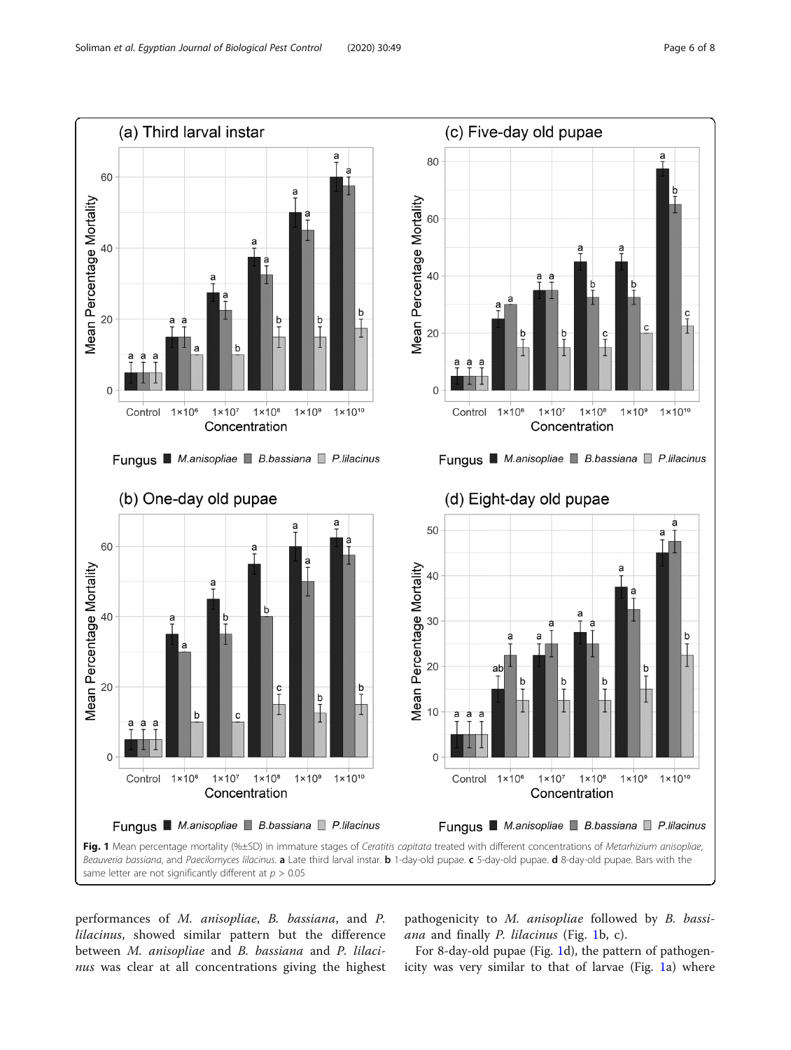**Fig. 1** Mean percentage mortality (%±SD) in immature stages of *Ceratitis capitata* treated with different concentrations of *Metarhizium anisopliae*, *Beauveria bassiana*, and *Paecilomyces lilacinus*. **a** Late third larval instar. **b** 1-day-old pupae. **c** 5-day-old pupae. **d** 8-day-old pupae. Bars with the same letter are not significantly different at $p > 0.05$

performances of *M. anisopliae*, *B. bassiana*, and *P. lilacinus*, showed similar pattern but the difference between *M. anisopliae* and *B. bassiana* and *P. lilacinus* was clear at all concentrations giving the highest pathogenicity to *M. anisopliae* followed by *B. bassiana* and finally *P. lilacinus* (Fig. 1b, c).

For 8-day-old pupae (Fig. 1d), the pattern of pathogenicity was very similar to that of larvae (Fig. 1a) where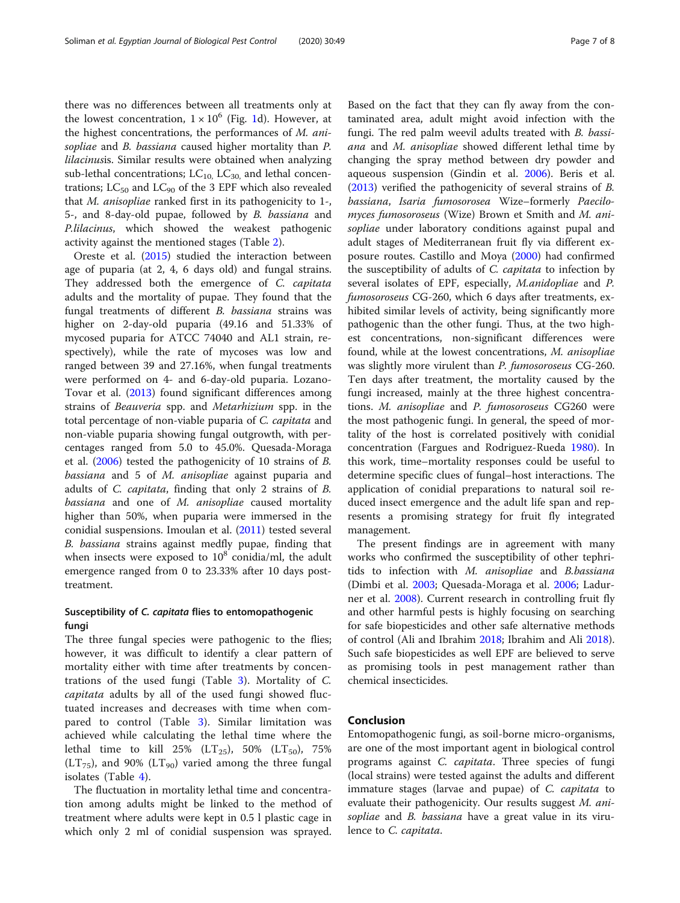there was no differences between all treatments only at the lowest concentration, $1 \times 10^6$ (Fig. 1d). However, at the highest concentrations, the performances of *M. anisopliae* and *B. bassiana* caused higher mortality than *P. lilacinus*is. Similar results were obtained when analyzing sub-lethal concentrations; $LC_{10,}$ $LC_{30,}$ and lethal concentrations; $LC_{50}$ and $LC_{90}$ of the 3 EPF which also revealed that *M. anisopliae* ranked first in its pathogenicity to 1-, 5-, and 8-day-old pupae, followed by *B. bassiana* and *P.lilacinus*, which showed the weakest pathogenic activity against the mentioned stages (Table 2).

Oreste et al. (2015) studied the interaction between age of puparia (at 2, 4, 6 days old) and fungal strains. They addressed both the emergence of *C. capitata* adults and the mortality of pupae. They found that the fungal treatments of different *B. bassiana* strains was higher on 2-day-old puparia (49.16 and 51.33% of mycosed puparia for ATCC 74040 and AL1 strain, respectively), while the rate of mycoses was low and ranged between 39 and 27.16%, when fungal treatments were performed on 4- and 6-day-old puparia. Lozano-Tovar et al. (2013) found significant differences among strains of *Beauveria* spp. and *Metarhizium* spp. in the total percentage of non-viable puparia of *C. capitata* and non-viable puparia showing fungal outgrowth, with percentages ranged from 5.0 to 45.0%. Quesada-Moraga et al. (2006) tested the pathogenicity of 10 strains of *B. bassiana* and 5 of *M. anisopliae* against puparia and adults of *C. capitata*, finding that only 2 strains of *B. bassiana* and one of *M. anisopliae* caused mortality higher than 50%, when puparia were immersed in the conidial suspensions. Imoulan et al. (2011) tested several *B. bassiana* strains against medfly pupae, finding that when insects were exposed to $10^8$ conidia/ml, the adult emergence ranged from 0 to 23.33% after 10 days post-treatment.

### Susceptibility of *C. capitata* flies to entomopathogenic fungi

The three fungal species were pathogenic to the flies; however, it was difficult to identify a clear pattern of mortality either with time after treatments by concentrations of the used fungi (Table 3). Mortality of *C. capitata* adults by all of the used fungi showed fluctuated increases and decreases with time when compared to control (Table 3). Similar limitation was achieved while calculating the lethal time where the lethal time to kill 25% ($LT_{25}$), 50% ($LT_{50}$), 75% ($LT_{75}$), and 90% ($LT_{90}$) varied among the three fungal isolates (Table 4).

The fluctuation in mortality lethal time and concentration among adults might be linked to the method of treatment where adults were kept in 0.5 l plastic cage in which only 2 ml of conidial suspension was sprayed. Based on the fact that they can fly away from the contaminated area, adult might avoid infection with the fungi. The red palm weevil adults treated with *B. bassiana* and *M. anisopliae* showed different lethal time by changing the spray method between dry powder and aqueous suspension (Gindin et al. 2006). Beris et al. (2013) verified the pathogenicity of several strains of *B. bassiana*, *Isaria fumosorosea* Wize–formerly *Paecilomyces fumosoroseus* (Wize) Brown et Smith and *M. anisopliae* under laboratory conditions against pupal and adult stages of Mediterranean fruit fly via different exposure routes. Castillo and Moya (2000) had confirmed the susceptibility of adults of *C. capitata* to infection by several isolates of EPF, especially, *M.anidopliae* and *P. fumosoroseus* CG-260, which 6 days after treatments, exhibited similar levels of activity, being significantly more pathogenic than the other fungi. Thus, at the two highest concentrations, non-significant differences were found, while at the lowest concentrations, *M. anisopliae* was slightly more virulent than *P. fumosoroseus* CG-260. Ten days after treatment, the mortality caused by the fungi increased, mainly at the three highest concentrations. *M. anisopliae* and *P. fumosoroseus* CG260 were the most pathogenic fungi. In general, the speed of mortality of the host is correlated positively with conidial concentration (Fargues and Rodriguez-Rueda 1980). In this work, time–mortality responses could be useful to determine specific clues of fungal–host interactions. The application of conidial preparations to natural soil reduced insect emergence and the adult life span and represents a promising strategy for fruit fly integrated management.

The present findings are in agreement with many works who confirmed the susceptibility of other tephritids to infection with *M. anisopliae* and *B.bassiana* (Dimbi et al. 2003; Quesada-Moraga et al. 2006; Ladurner et al. 2008). Current research in controlling fruit fly and other harmful pests is highly focusing on searching for safe biopesticides and other safe alternative methods of control (Ali and Ibrahim 2018; Ibrahim and Ali 2018). Such safe biopesticides as well EPF are believed to serve as promising tools in pest management rather than chemical insecticides.

## Conclusion

Entomopathogenic fungi, as soil-borne micro-organisms, are one of the most important agent in biological control programs against *C. capitata*. Three species of fungi (local strains) were tested against the adults and different immature stages (larvae and pupae) of *C. capitata* to evaluate their pathogenicity. Our results suggest *M. anisopliae* and *B. bassiana* have a great value in its virulence to *C. capitata*.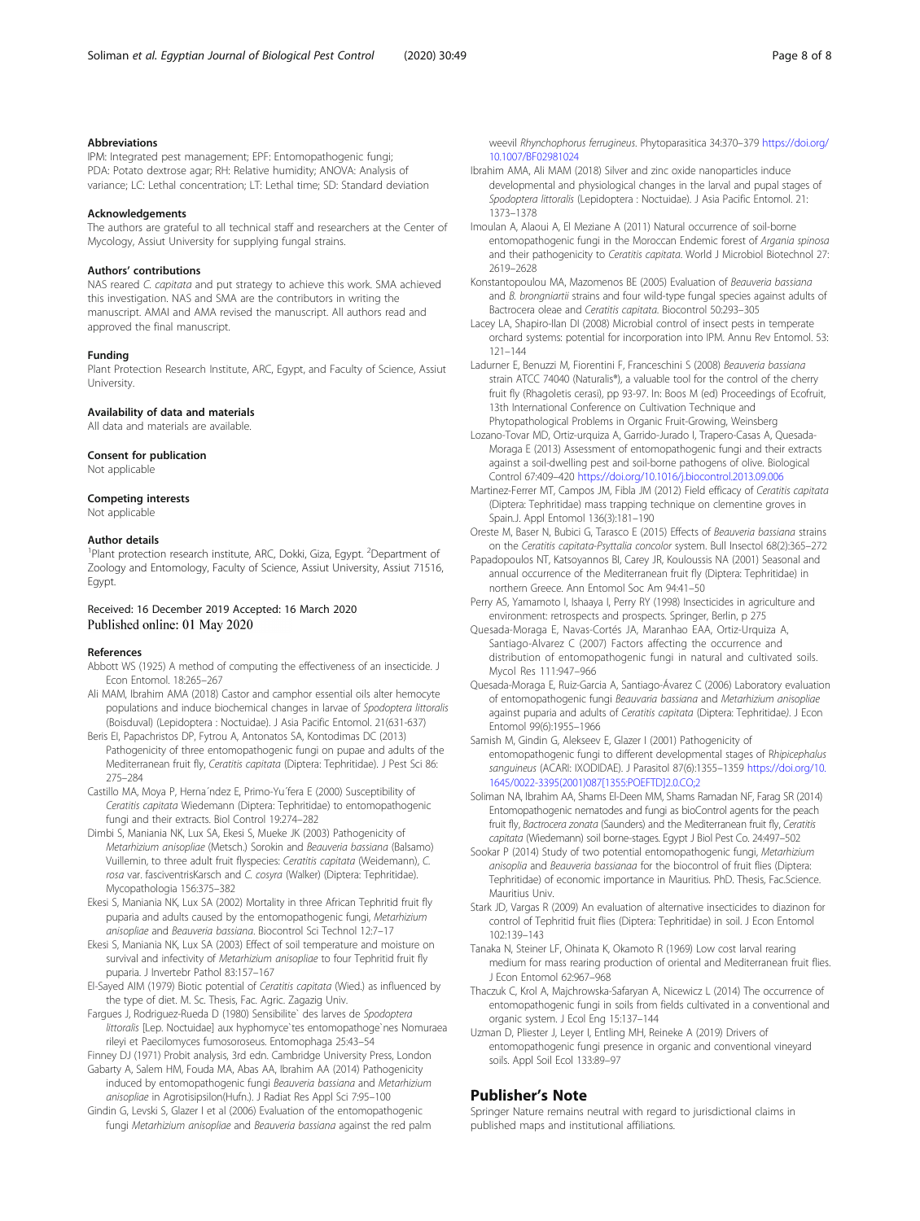### Abbreviations

IPM: Integrated pest management; EPF: Entomopathogenic fungi; PDA: Potato dextrose agar; RH: Relative humidity; ANOVA: Analysis of variance; LC: Lethal concentration; LT: Lethal time; SD: Standard deviation

### Acknowledgements

The authors are grateful to all technical staff and researchers at the Center of Mycology, Assiut University for supplying fungal strains.

### Authors' contributions

NAS reared *C. capitata* and put strategy to achieve this work. SMA achieved this investigation. NAS and SMA are the contributors in writing the manuscript. AMAI and AMA revised the manuscript. All authors read and approved the final manuscript.

### Funding

Plant Protection Research Institute, ARC, Egypt, and Faculty of Science, Assiut University.

### Availability of data and materials

All data and materials are available.

### Consent for publication

Not applicable

### Competing interests

Not applicable

### Author details

[1]Plant protection research institute, ARC, Dokki, Giza, Egypt. [2]Department of Zoology and Entomology, Faculty of Science, Assiut University, Assiut 71516, Egypt.

Received: 16 December 2019 Accepted: 16 March 2020
Published online: 01 May 2020

### References

Abbott WS (1925) A method of computing the effectiveness of an insecticide. J Econ Entomol. 18:265–267

Ali MAM, Ibrahim AMA (2018) Castor and camphor essential oils alter hemocyte populations and induce biochemical changes in larvae of *Spodoptera littoralis* (Boisduval) (Lepidoptera : Noctuidae). J Asia Pacific Entomol. 21(631-637)

Beris EI, Papachristos DP, Fytrou A, Antonatos SA, Kontodimas DC (2013) Pathogenicity of three entomopathogenic fungi on pupae and adults of the Mediterranean fruit fly, *Ceratitis capitata* (Diptera: Tephritidae). J Pest Sci 86: 275–284

Castillo MA, Moya P, Herna´ndez E, Primo-Yu´fera E (2000) Susceptibility of *Ceratitis capitata* Wiedemann (Diptera: Tephritidae) to entomopathogenic fungi and their extracts. Biol Control 19:274–282

Dimbi S, Maniania NK, Lux SA, Ekesi S, Mueke JK (2003) Pathogenicity of *Metarhizium anisopliae* (Metsch.) Sorokin and *Beauveria bassiana* (Balsamo) Vuillemin, to three adult fruit flyspecies: *Ceratitis capitata* (Weidemann), *C. rosa* var. fasciventrisKarsch and *C. cosyra* (Walker) (Diptera: Tephritidae). Mycopathologia 156:375–382

Ekesi S, Maniania NK, Lux SA (2002) Mortality in three African Tephritid fruit fly puparia and adults caused by the entomopathogenic fungi, *Metarhizium anisopliae* and *Beauveria bassiana*. Biocontrol Sci Technol 12:7–17

Ekesi S, Maniania NK, Lux SA (2003) Effect of soil temperature and moisture on survival and infectivity of *Metarhizium anisopliae* to four Tephritid fruit fly puparia. J Invertebr Pathol 83:157–167

El-Sayed AIM (1979) Biotic potential of *Ceratitis capitata* (Wied.) as influenced by the type of diet. M. Sc. Thesis, Fac. Agric. Zagazig Univ.

Fargues J, Rodriguez-Rueda D (1980) Sensibilite` des larves de *Spodoptera littoralis* [Lep. Noctuidae] aux hyphomyce`tes entomopathoge`nes Nomuraea rileyi et Paecilomyces fumosoroseus. Entomophaga 25:43–54

Finney DJ (1971) Probit analysis, 3rd edn. Cambridge University Press, London

Gabarty A, Salem HM, Fouda MA, Abas AA, Ibrahim AA (2014) Pathogenicity induced by entomopathogenic fungi *Beauveria bassiana* and *Metarhizium anisopliae* in Agrotisipsilon(Hufn.). J Radiat Res Appl Sci 7:95–100

Gindin G, Levski S, Glazer I et al (2006) Evaluation of the entomopathogenic fungi *Metarhizium anisopliae* and *Beauveria bassiana* against the red palm weevil *Rhynchophorus ferrugineus*. Phytoparasitica 34:370–379 https://doi.org/10.1007/BF02981024

Ibrahim AMA, Ali MAM (2018) Silver and zinc oxide nanoparticles induce developmental and physiological changes in the larval and pupal stages of *Spodoptera littoralis* (Lepidoptera : Noctuidae). J Asia Pacific Entomol. 21: 1373–1378

Imoulan A, Alaoui A, El Meziane A (2011) Natural occurrence of soil-borne entomopathogenic fungi in the Moroccan Endemic forest of *Argania spinosa* and their pathogenicity to *Ceratitis capitata*. World J Microbiol Biotechnol 27: 2619–2628

Konstantopoulou MA, Mazomenos BE (2005) Evaluation of *Beauveria bassiana* and *B. brongniartii* strains and four wild-type fungal species against adults of Bactrocera oleae and *Ceratitis capitata*. Biocontrol 50:293–305

Lacey LA, Shapiro-Ilan DI (2008) Microbial control of insect pests in temperate orchard systems: potential for incorporation into IPM. Annu Rev Entomol. 53: 121–144

Ladurner E, Benuzzi M, Fiorentini F, Franceschini S (2008) *Beauveria bassiana* strain ATCC 74040 (Naturalis®), a valuable tool for the control of the cherry fruit fly (Rhagoletis cerasi), pp 93-97. In: Boos M (ed) Proceedings of Ecofruit, 13th International Conference on Cultivation Technique and Phytopathological Problems in Organic Fruit-Growing, Weinsberg

Lozano-Tovar MD, Ortiz-urquiza A, Garrido-Jurado I, Trapero-Casas A, Quesada-Moraga E (2013) Assessment of entomopathogenic fungi and their extracts against a soil-dwelling pest and soil-borne pathogens of olive. Biological Control 67:409–420 https://doi.org/10.1016/j.biocontrol.2013.09.006

Martinez-Ferrer MT, Campos JM, Fibla JM (2012) Field efficacy of *Ceratitis capitata* (Diptera: Tephritidae) mass trapping technique on clementine groves in Spain.J. Appl Entomol 136(3):181–190

Oreste M, Baser N, Bubici G, Tarasco E (2015) Effects of *Beauveria bassiana* strains on the *Ceratitis capitata-Psyttalia concolor* system. Bull Insectol 68(2):365–272

Papadopoulos NT, Katsoyannos BI, Carey JR, Kouloussis NA (2001) Seasonal and annual occurrence of the Mediterranean fruit fly (Diptera: Tephritidae) in northern Greece. Ann Entomol Soc Am 94:41–50

Perry AS, Yamamoto I, Ishaaya I, Perry RY (1998) Insecticides in agriculture and environment: retrospects and prospects. Springer, Berlin, p 275

Quesada-Moraga E, Navas-Cortés JA, Maranhao EAA, Ortiz-Urquiza A, Santiago-Alvarez C (2007) Factors affecting the occurrence and distribution of entomopathogenic fungi in natural and cultivated soils. Mycol Res 111:947–966

Quesada-Moraga E, Ruiz-Garcia A, Santiago-Ávarez C (2006) Laboratory evaluation of entomopathogenic fungi *Beauvaria bassiana* and *Metarhizium anisopliae* against puparia and adults of *Ceratitis capitata* (Diptera: Tephritidae). J Econ Entomol 99(6):1955–1966

Samish M, Gindin G, Alekseev E, Glazer I (2001) Pathogenicity of entomopathogenic fungi to different developmental stages of *Rhipicephalus sanguineus* (ACARI: IXODIDAE). J Parasitol 87(6):1355–1359 https://doi.org/10.1645/0022-3395(2001)087[1355:POEFTD]2.0.CO;2

Soliman NA, Ibrahim AA, Shams El-Deen MM, Shams Ramadan NF, Farag SR (2014) Entomopathogenic nematodes and fungi as bioControl agents for the peach fruit fly, *Bactrocera zonata* (Saunders) and the Mediterranean fruit fly, *Ceratitis capitata* (Wiedemann) soil borne-stages. Egypt J Biol Pest Co. 24:497–502

Sookar P (2014) Study of two potential entomopathogenic fungi, *Metarhizium anisopolia* and *Beauveria bassianaa* for the biocontrol of fruit flies (Diptera: Tephritidae) of economic importance in Mauritius. PhD. Thesis, Fac.Science. Mauritius Univ.

Stark JD, Vargas R (2009) An evaluation of alternative insecticides to diazinon for control of Tephritid fruit flies (Diptera: Tephritidae) in soil. J Econ Entomol 102:139–143

Tanaka N, Steiner LF, Ohinata K, Okamoto R (1969) Low cost larval rearing medium for mass rearing production of oriental and Mediterranean fruit flies. J Econ Entomol 62:967–968

Thaczuk C, Krol A, Majchrowska-Safaryan A, Nicewicz L (2014) The occurrence of entomopathogenic fungi in soils from fields cultivated in a conventional and organic system. J Ecol Eng 15:137–144

Uzman D, Pliester J, Leyer I, Entling MH, Reineke A (2019) Drivers of entomopathogenic fungi presence in organic and conventional vineyard soils. Appl Soil Ecol 133:89–97

## Publisher's Note

Springer Nature remains neutral with regard to jurisdictional claims in published maps and institutional affiliations.